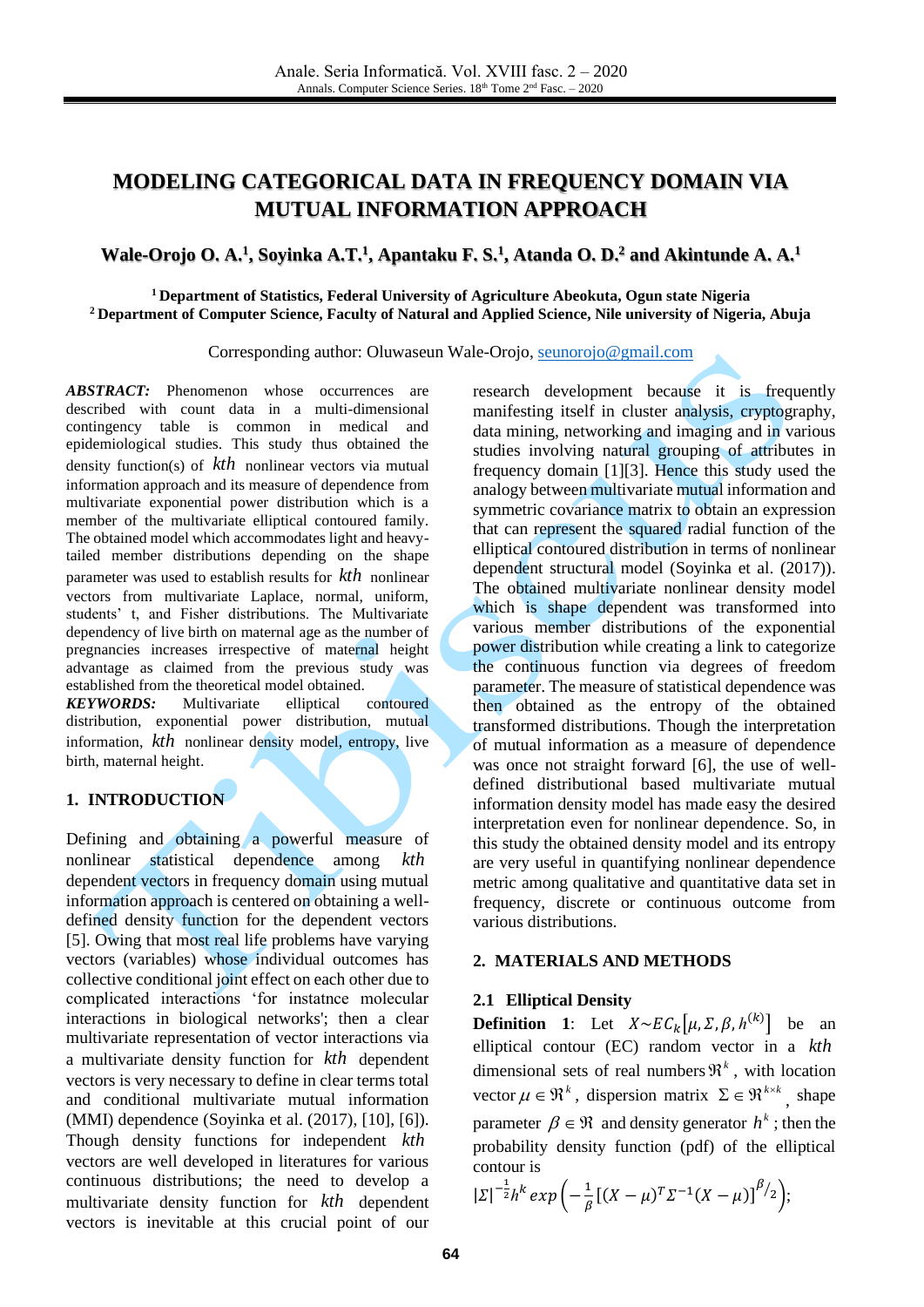# MODELING CATEGORICAL DATA IN FREQUENCY DOMAIN VIA MUTUAL INFORMATION APPROACH

**Wale-Orojo O. A.[1], Soyinka A.T.[1], Apantaku F. S.[1], Atanda O. D.[2] and Akintunde A. A.[1]**

[1] **Department of Statistics, Federal University of Agriculture Abeokuta, Ogun state Nigeria**
[2] **Department of Computer Science, Faculty of Natural and Applied Science, Nile university of Nigeria, Abuja**

Corresponding author: Oluwaseun Wale-Orojo, seunorojo@gmail.com

***ABSTRACT:*** Phenomenon whose occurrences are described with count data in a multi-dimensional contingency table is common in medical and epidemiological studies. This study thus obtained the density function(s) of $kth$ nonlinear vectors via mutual information approach and its measure of dependence from multivariate exponential power distribution which is a member of the multivariate elliptical contoured family. The obtained model which accommodates light and heavy-tailed member distributions depending on the shape parameter was used to establish results for $kth$ nonlinear vectors from multivariate Laplace, normal, uniform, students' t, and Fisher distributions. The Multivariate dependency of live birth on maternal age as the number of pregnancies increases irrespective of maternal height advantage as claimed from the previous study was established from the theoretical model obtained.

***KEYWORDS:*** Multivariate elliptical contoured distribution, exponential power distribution, mutual information, $kth$ nonlinear density model, entropy, live birth, maternal height.

## 1. INTRODUCTION

Defining and obtaining a powerful measure of nonlinear statistical dependence among $kth$ dependent vectors in frequency domain using mutual information approach is centered on obtaining a well-defined density function for the dependent vectors [5]. Owing that most real life problems have varying vectors (variables) whose individual outcomes has collective conditional joint effect on each other due to complicated interactions 'for instatnce molecular interactions in biological networks'; then a clear multivariate representation of vector interactions via a multivariate density function for $kth$ dependent vectors is very necessary to define in clear terms total and conditional multivariate mutual information (MMI) dependence (Soyinka et al. (2017), [10], [6]). Though density functions for independent $kth$ vectors are well developed in literatures for various continuous distributions; the need to develop a multivariate density function for $kth$ dependent vectors is inevitable at this crucial point of our research development because it is frequently manifesting itself in cluster analysis, cryptography, data mining, networking and imaging and in various studies involving natural grouping of attributes in frequency domain [1][3]. Hence this study used the analogy between multivariate mutual information and symmetric covariance matrix to obtain an expression that can represent the squared radial function of the elliptical contoured distribution in terms of nonlinear dependent structural model (Soyinka et al. (2017)). The obtained multivariate nonlinear density model which is shape dependent was transformed into various member distributions of the exponential power distribution while creating a link to categorize the continuous function via degrees of freedom parameter. The measure of statistical dependence was then obtained as the entropy of the obtained transformed distributions. Though the interpretation of mutual information as a measure of dependence was once not straight forward [6], the use of well-defined distributional based multivariate mutual information density model has made easy the desired interpretation even for nonlinear dependence. So, in this study the obtained density model and its entropy are very useful in quantifying nonlinear dependence metric among qualitative and quantitative data set in frequency, discrete or continuous outcome from various distributions.

## 2. MATERIALS AND METHODS

### 2.1 Elliptical Density

**Definition 1**: Let $X \sim EC_k[\mu, \Sigma, \beta, h^{(k)}]$ be an elliptical contour (EC) random vector in a $kth$ dimensional sets of real numbers $\Re^k$, with location vector $\mu \in \Re^k$, dispersion matrix $\Sigma \in \Re^{k \times k}$, shape parameter $\beta \in \Re$ and density generator $h^k$; then the probability density function (pdf) of the elliptical contour is

$$|\Sigma|^{-\frac{1}{2}} h^k exp\left(-\frac{1}{\beta}[(X-\mu)^T \Sigma^{-1}(X-\mu)]^{\beta/2}\right);$$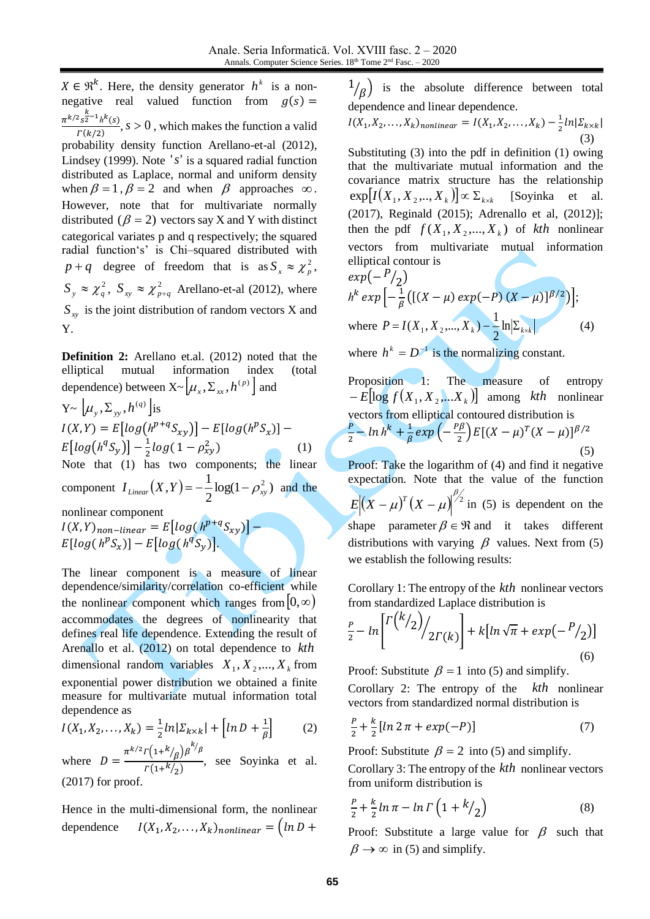$X \in \Re^k$. Here, the density generator $h^k$ is a non-negative real valued function from $g(s) = \frac{\pi^{k/2} s^{\frac{k}{2}-1} h^k(s)}{\Gamma(k/2)}, s > 0$, which makes the function a valid probability density function Arellano-et-al (2012), Lindsey (1999). Note '$s$' is a squared radial function distributed as Laplace, normal and uniform density when $\beta = 1, \beta = 2$ and when $\beta$ approaches $\infty$. However, note that for multivariate normally distributed ($\beta = 2$) vectors say X and Y with distinct categorical variates p and q respectively; the squared radial function's' is Chi–squared distributed with $p+q$ degree of freedom that is as $S_x \approx \chi_p^2$, $S_y \approx \chi_q^2$, $S_{xy} \approx \chi_{p+q}^2$ Arellano-et-al (2012), where $S_{xy}$ is the joint distribution of random vectors X and Y.

**Definition 2:** Arellano et.al. (2012) noted that the elliptical mutual information index (total dependence) between $X \sim \left[\mu_x, \Sigma_{xx}, h^{(p)}\right]$ and $Y \sim \left[\mu_y, \Sigma_{yy}, h^{(q)}\right]$ is

$$I(X,Y) = E\left[log\left(h^{p+q} S_{xy}\right)\right] - E\left[log\left(h^p S_x\right)\right] - E\left[log\left(h^q S_y\right)\right] - \frac{1}{2} log\left(1 - \rho_{xy}^2\right) \quad (1)$$

Note that (1) has two components; the linear component $I_{Linear}(X,Y) = -\frac{1}{2}\log(1-\rho_{xy}^2)$ and the nonlinear component

$$I(X,Y)_{non-linear} = E\left[log\left(h^{p+q} S_{xy}\right)\right] - E\left[log\left(h^p S_x\right)\right] - E\left[log\left(h^q S_y\right)\right].$$

The linear component is a measure of linear dependence/similarity/correlation co-efficient while the nonlinear component which ranges from $[0, \infty)$ accommodates the degrees of nonlinearity that defines real life dependence. Extending the result of Arenallo et al. (2012) on total dependence to $kth$ dimensional random variables $X_1, X_2, ..., X_k$ from exponential power distribution we obtained a finite measure for multivariate mutual information total dependence as

$$I(X_1, X_2, \ldots, X_k) = \frac{1}{2} ln|\Sigma_{k\times k}| + \left[ln D + \frac{1}{\beta}\right] \quad (2)$$

where $D = \frac{\pi^{k/2}\Gamma\left(1+{}^{k}/_{\beta}\right)\beta^{k/\beta}}{\Gamma\left(1+{}^{k}/_{2}\right)}$, see Soyinka et al. (2017) for proof.

Hence in the multi-dimensional form, the nonlinear dependence $I(X_1, X_2, \ldots, X_k)_{nonlinear} = \left(ln D + {}^{1}/_{\beta}\right)$ is the absolute difference between total dependence and linear dependence.

$$I(X_1, X_2, \ldots, X_k)_{nonlinear} = I(X_1, X_2, \ldots, X_k) - \frac{1}{2} ln|\Sigma_{k\times k}| \quad (3)$$

Substituting (3) into the pdf in definition (1) owing that the multivariate mutual information and the covariance matrix structure has the relationship $\exp[I(X_1, X_2, ..., X_k)] \propto \Sigma_{k\times k}$ [Soyinka et al. (2017), Reginald (2015); Adrenallo et al, (2012)]; then the pdf $f(X_1, X_2, ..., X_k)$ of $kth$ nonlinear vectors from multivariate mutual information elliptical contour is

$$exp\left(-{}^{P}/_{2}\right) h^k \, exp\left[-\frac{1}{\beta}\left(\left[(X-\mu)\, exp(-P)\, (X-\mu)\right]^{\beta/2}\right)\right];$$

$$\text{where } P = I(X_1, X_2, ..., X_k) - \frac{1}{2}\ln\left|\Sigma_{k\times k}\right| \quad (4)$$

where $h^k = D^{-1}$ is the normalizing constant.

Proposition 1: The measure of entropy $-E\left[\log f(X_1, X_2, ... X_k)\right]$ among $kth$ nonlinear vectors from elliptical contoured distribution is

$$\frac{P}{2} - ln\, h^k + \frac{1}{\beta} exp\left(-\frac{P\beta}{2}\right) E\left[(X-\mu)^T (X-\mu)\right]^{\beta/2} \quad (5)$$

Proof: Take the logarithm of (4) and find it negative expectation. Note that the value of the function $E\left|(X-\mu)^T (X-\mu)\right|^{\beta/2}$ in (5) is dependent on the shape parameter $\beta \in \Re$ and it takes different distributions with varying $\beta$ values. Next from (5) we establish the following results:

Corollary 1: The entropy of the $kth$ nonlinear vectors from standardized Laplace distribution is

$$\frac{P}{2} - ln\left[\Gamma\left({}^{k}/_{2}\right) / 2\Gamma(k)\right] + k\left[ln\sqrt{\pi} + exp\left(-{}^{P}/_{2}\right)\right] \quad (6)$$

Proof: Substitute $\beta = 1$ into (5) and simplify.

Corollary 2: The entropy of the $kth$ nonlinear vectors from standardized normal distribution is

$$\frac{P}{2} + \frac{k}{2}\left[ln\, 2\pi + exp(-P)\right] \quad (7)$$

Proof: Substitute $\beta = 2$ into (5) and simplify.

Corollary 3: The entropy of the $kth$ nonlinear vectors from uniform distribution is

$$\frac{P}{2} + \frac{k}{2} ln\, \pi - ln\, \Gamma\left(1 + {}^{k}/_{2}\right) \quad (8)$$

Proof: Substitute a large value for $\beta$ such that $\beta \to \infty$ in (5) and simplify.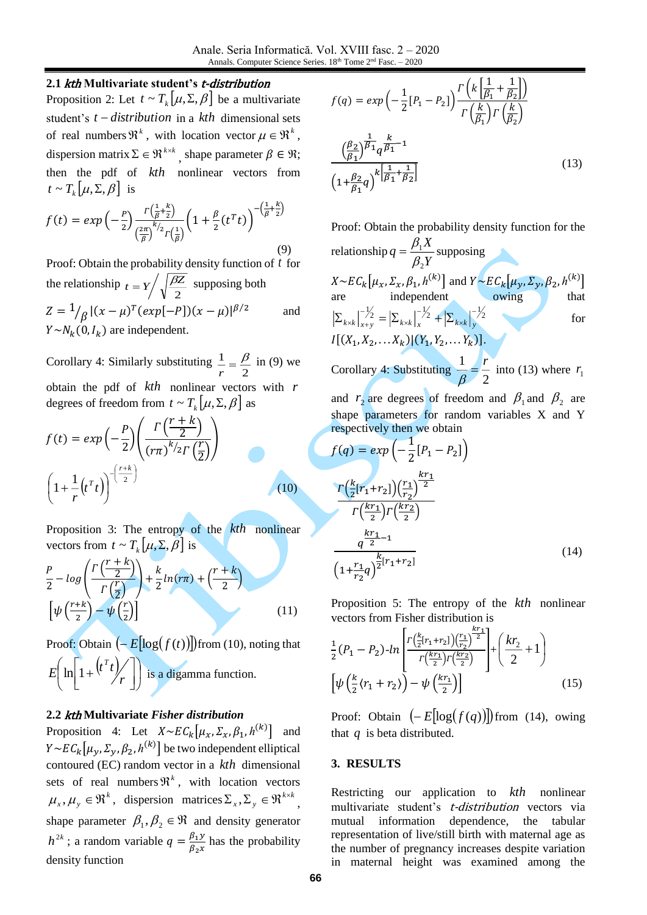### 2.1 *kth* Multivariate student's *t-distribution*

Proposition 2: Let $t \sim T_k[\mu, \Sigma, \beta]$ be a multivariate student's $t-distribution$ in a $kth$ dimensional sets of real numbers $\Re^k$, with location vector $\mu \in \Re^k$, dispersion matrix $\Sigma \in \Re^{k \times k}$, shape parameter $\beta \in \Re$; then the pdf of $kth$ nonlinear vectors from $t \sim T_k[\mu, \Sigma, \beta]$ is

$$f(t) = exp\left(-\frac{P}{2}\right)\frac{\Gamma\left(\frac{1}{\beta}+\frac{k}{2}\right)}{\left(\frac{2\pi}{\beta}\right)^{k/2}\Gamma\left(\frac{1}{\beta}\right)}\left(1+\frac{\beta}{2}(t^T t)\right)^{-\left(\frac{1}{\beta}+\frac{k}{2}\right)} \tag{9}$$

Proof: Obtain the probability density function of $t$ for the relationship $t = Y \Big/ \sqrt{\frac{\beta Z}{2}}$ supposing both $Z = {}^1/_\beta |(x-\mu)^T(exp[-P])(x-\mu)|^{\beta/2}$ and $Y \sim N_k(0, I_k)$ are independent.

Corollary 4: Similarly substituting $\frac{1}{r} = \frac{\beta}{2}$ in (9) we obtain the pdf of $kth$ nonlinear vectors with $r$ degrees of freedom from $t \sim T_k[\mu, \Sigma, \beta]$ as

$$f(t) = exp\left(-\frac{P}{2}\right)\left(\frac{\Gamma\left(\frac{r+k}{2}\right)}{(r\pi)^{k/2}\Gamma\left(\frac{r}{2}\right)}\right)\left(1+\frac{1}{r}\left(t^T t\right)\right)^{-\left(\frac{r+k}{2}\right)} \tag{10}$$

Proposition 3: The entropy of the $kth$ nonlinear vectors from $t \sim T_k[\mu, \Sigma, \beta]$ is

$$\frac{P}{2} - log\left(\frac{\Gamma\left(\frac{r+k}{2}\right)}{\Gamma\left(\frac{r}{2}\right)}\right) + \frac{k}{2}ln(r\pi) + \left(\frac{r+k}{2}\right)\left[\psi\left(\frac{r+k}{2}\right) - \psi\left(\frac{r}{2}\right)\right] \tag{11}$$

Proof: Obtain $(-E[\log(f(t))])$ from (10), noting that $E\left(\ln\left[1+\frac{t^T t}{r}\right]\right)$ is a digamma function.

### 2.2 *kth* Multivariate *Fisher distribution*

Proposition 4: Let $X \sim EC_k[\mu_x, \Sigma_x, \beta_1, h^{(k)}]$ and $Y \sim EC_k[\mu_y, \Sigma_y, \beta_2, h^{(k)}]$ be two independent elliptical contoured (EC) random vector in a $kth$ dimensional sets of real numbers $\Re^k$, with location vectors $\mu_x, \mu_y \in \Re^k$, dispersion matrices $\Sigma_x, \Sigma_y \in \Re^{k \times k}$, shape parameter $\beta_1, \beta_2 \in \Re$ and density generator $h^{2k}$; a random variable $q = \frac{\beta_1 y}{\beta_2 x}$ has the probability density function

$$f(q) = exp\left(-\frac{1}{2}[P_1 - P_2]\right)\frac{\Gamma\left(k\left[\frac{1}{\beta_1}+\frac{1}{\beta_2}\right]\right)}{\Gamma\left(\frac{k}{\beta_1}\right)\Gamma\left(\frac{k}{\beta_2}\right)}\frac{\left(\frac{\beta_2}{\beta_1}\right)^{\frac{1}{\beta_1}}q^{\frac{k}{\beta_1}-1}}{\left(1+\frac{\beta_2}{\beta_1}q\right)^{k\left[\frac{1}{\beta_1}+\frac{1}{\beta_2}\right]}} \tag{13}$$

Proof: Obtain the probability density function for the relationship $q = \frac{\beta_1 X}{\beta_2 Y}$ supposing $X \sim EC_k[\mu_x, \Sigma_x, \beta_1, h^{(k)}]$ and $Y \sim EC_k[\mu_y, \Sigma_y, \beta_2, h^{(k)}]$ are independent owing that $\left|\Sigma_{k\times k}\right|_{x+y}^{-1/2} = \left|\Sigma_{k\times k}\right|_x^{-1/2} + \left|\Sigma_{k\times k}\right|_y^{-1/2}$ for $I[(X_1, X_2, \ldots X_k)|(Y_1, Y_2, \ldots Y_k)]$.

Corollary 4: Substituting $\frac{1}{\beta} = \frac{r}{2}$ into (13) where $r_1$ and $r_2$ are degrees of freedom and $\beta_1$ and $\beta_2$ are shape parameters for random variables X and Y respectively then we obtain

$$f(q) = exp\left(-\frac{1}{2}[P_1 - P_2]\right)\frac{\Gamma\left(\frac{k}{2}[r_1+r_2]\right)\left(\frac{r_1}{r_2}\right)^{\frac{kr_1}{2}}}{\Gamma\left(\frac{kr_1}{2}\right)\Gamma\left(\frac{kr_2}{2}\right)}\frac{q^{\frac{kr_1}{2}-1}}{\left(1+\frac{r_1}{r_2}q\right)^{\frac{k}{2}[r_1+r_2]}} \tag{14}$$

Proposition 5: The entropy of the $kth$ nonlinear vectors from Fisher distribution is

$$\frac{1}{2}(P_1 - P_2)\text{-}ln\left[\frac{\Gamma\left(\frac{k}{2}[r_1+r_2]\right)\left(\frac{r_1}{r_2}\right)^{\frac{kr_1}{2}}}{\Gamma\left(\frac{kr_1}{2}\right)\Gamma\left(\frac{kr_2}{2}\right)}\right] + \left(\frac{kr_2}{2}+1\right)\left[\psi\left(\frac{k}{2}(r_1+r_2)\right) - \psi\left(\frac{kr_1}{2}\right)\right] \tag{15}$$

Proof: Obtain $(-E[\log(f(q))])$ from (14), owing that $q$ is beta distributed.

## 3. RESULTS

Restricting our application to $kth$ nonlinear multivariate student's *t-distribution* vectors via mutual information dependence, the tabular representation of live/still birth with maternal age as the number of pregnancy increases despite variation in maternal height was examined among the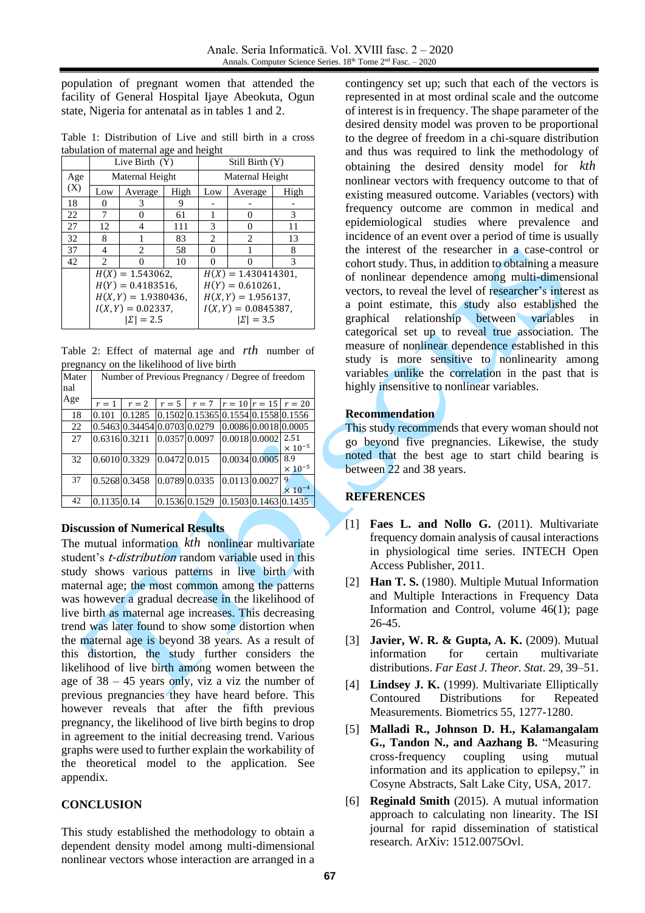population of pregnant women that attended the facility of General Hospital Ijaye Abeokuta, Ogun state, Nigeria for antenatal as in tables 1 and 2.

Table 1: Distribution of Live and still birth in a cross tabulation of maternal age and height

| Age (X) | Live Birth (Y) | | | Still Birth (Y) | | |
|---|---|---|---|---|---|---|
| | Maternal Height | | | Maternal Height | | |
| | Low | Average | High | Low | Average | High |
| 18 | 0 | 3 | 9 | - | - | - |
| 22 | 7 | 0 | 61 | 1 | 0 | 3 |
| 27 | 12 | 4 | 111 | 3 | 0 | 11 |
| 32 | 8 | 1 | 83 | 2 | 2 | 13 |
| 37 | 4 | 2 | 58 | 0 | 1 | 8 |
| 42 | 2 | 0 | 10 | 0 | 0 | 3 |
| | $H(X) = 1.543062$, $H(Y) = 0.4183516$, $H(X,Y) = 1.9380436$, $I(X,Y) = 0.02337$, $\lvert\Sigma\rvert = 2.5$ | | | $H(X) = 1.430414301$, $H(Y) = 0.610261$, $H(X,Y) = 1.956137$, $I(X,Y) = 0.0845387$, $\lvert\Sigma\rvert = 3.5$ | | |

Table 2: Effect of maternal age and $rth$ number of pregnancy on the likelihood of live birth

| Maternal Age | Number of Previous Pregnancy / Degree of freedom | | | | | | |
|---|---|---|---|---|---|---|---|
| | $r = 1$ | $r = 2$ | $r = 5$ | $r = 7$ | $r = 10$ | $r = 15$ | $r = 20$ |
| 18 | 0.101 | 0.1285 | 0.1502 | 0.15365 | 0.1554 | 0.1558 | 0.1556 |
| 22 | 0.5463 | 0.34454 | 0.0703 | 0.0279 | 0.0086 | 0.0018 | 0.0005 |
| 27 | 0.6316 | 0.3211 | 0.0357 | 0.0097 | 0.0018 | 0.0002 | $2.51 \times 10^{-5}$ |
| 32 | 0.6010 | 0.3329 | 0.0472 | 0.015 | 0.0034 | 0.0005 | $8.9 \times 10^{-5}$ |
| 37 | 0.5268 | 0.3458 | 0.0789 | 0.0335 | 0.0113 | 0.0027 | $9 \times 10^{-4}$ |
| 42 | 0.1135 | 0.14 | 0.1536 | 0.1529 | 0.1503 | 0.1463 | 0.1435 |

**Discussion of Numerical Results**

The mutual information $kth$ nonlinear multivariate student's *t-distribution* random variable used in this study shows various patterns in live birth with maternal age; the most common among the patterns was however a gradual decrease in the likelihood of live birth as maternal age increases. This decreasing trend was later found to show some distortion when the maternal age is beyond 38 years. As a result of this distortion, the study further considers the likelihood of live birth among women between the age of 38 – 45 years only, viz a viz the number of previous pregnancies they have heard before. This however reveals that after the fifth previous pregnancy, the likelihood of live birth begins to drop in agreement to the initial decreasing trend. Various graphs were used to further explain the workability of the theoretical model to the application. See appendix.

## CONCLUSION

This study established the methodology to obtain a dependent density model among multi-dimensional nonlinear vectors whose interaction are arranged in a contingency set up; such that each of the vectors is represented in at most ordinal scale and the outcome of interest is in frequency. The shape parameter of the desired density model was proven to be proportional to the degree of freedom in a chi-square distribution and thus was required to link the methodology of obtaining the desired density model for $kth$ nonlinear vectors with frequency outcome to that of existing measured outcome. Variables (vectors) with frequency outcome are common in medical and epidemiological studies where prevalence and incidence of an event over a period of time is usually the interest of the researcher in a case-control or cohort study. Thus, in addition to obtaining a measure of nonlinear dependence among multi-dimensional vectors, to reveal the level of researcher's interest as a point estimate, this study also established the graphical relationship between variables in categorical set up to reveal true association. The measure of nonlinear dependence established in this study is more sensitive to nonlinearity among variables unlike the correlation in the past that is highly insensitive to nonlinear variables.

**Recommendation**

This study recommends that every woman should not go beyond five pregnancies. Likewise, the study noted that the best age to start child bearing is between 22 and 38 years.

## REFERENCES

[1] **Faes L. and Nollo G.** (2011). Multivariate frequency domain analysis of causal interactions in physiological time series. INTECH Open Access Publisher, 2011.

[2] **Han T. S.** (1980). Multiple Mutual Information and Multiple Interactions in Frequency Data Information and Control, volume 46(1); page 26-45.

[3] **Javier, W. R. & Gupta, A. K.** (2009). Mutual information for certain multivariate distributions. *Far East J. Theor. Stat.* 29, 39–51.

[4] **Lindsey J. K.** (1999). Multivariate Elliptically Contoured Distributions for Repeated Measurements. Biometrics 55, 1277-1280.

[5] **Malladi R., Johnson D. H., Kalamangalam G., Tandon N., and Aazhang B.** "Measuring cross-frequency coupling using mutual information and its application to epilepsy," in Cosyne Abstracts, Salt Lake City, USA, 2017.

[6] **Reginald Smith** (2015). A mutual information approach to calculating non linearity. The ISI journal for rapid dissemination of statistical research. ArXiv: 1512.0075Ovl.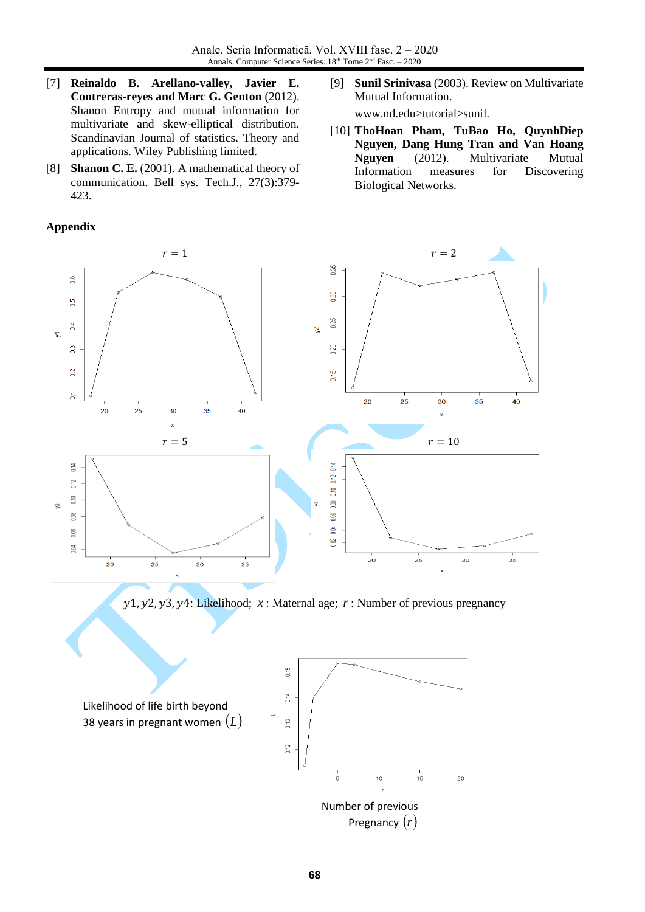[7] **Reinaldo B. Arellano-valley, Javier E. Contreras-reyes and Marc G. Genton** (2012). Shanon Entropy and mutual information for multivariate and skew-elliptical distribution. Scandinavian Journal of statistics. Theory and applications. Wiley Publishing limited.

[8] **Shanon C. E.** (2001). A mathematical theory of communication. Bell sys. Tech.J., 27(3):379-423.

[9] **Sunil Srinivasa** (2003). Review on Multivariate Mutual Information.
www.nd.edu>tutorial>sunil.

[10] **ThoHoan Pham, TuBao Ho, QuynhDiep Nguyen, Dang Hung Tran and Van Hoang Nguyen** (2012). Multivariate Mutual Information measures for Discovering Biological Networks.

## Appendix

$r = 1$

y1

0.1 0.2 0.3 0.4 0.5 0.6

20 25 30 35 40

x

$r = 2$

y2

0.15 0.20 0.25 0.30 0.35

20 25 30 35 40

x

$r = 5$

y3

0.04 0.06 0.08 0.10 0.12 0.14

20 25 30 35

x

$r = 10$

y4

0.02 0.04 0.06 0.08 0.10 0.12 0.14

20 25 30 35

x

$y1, y2, y3, y4$: Likelihood; $x$: Maternal age; $r$: Number of previous pregnancy

Likelihood of life birth beyond 38 years in pregnant women $(L)$

L

0.12 0.13 0.14 0.15

5 10 15 20

r

Number of previous Pregnancy $(r)$